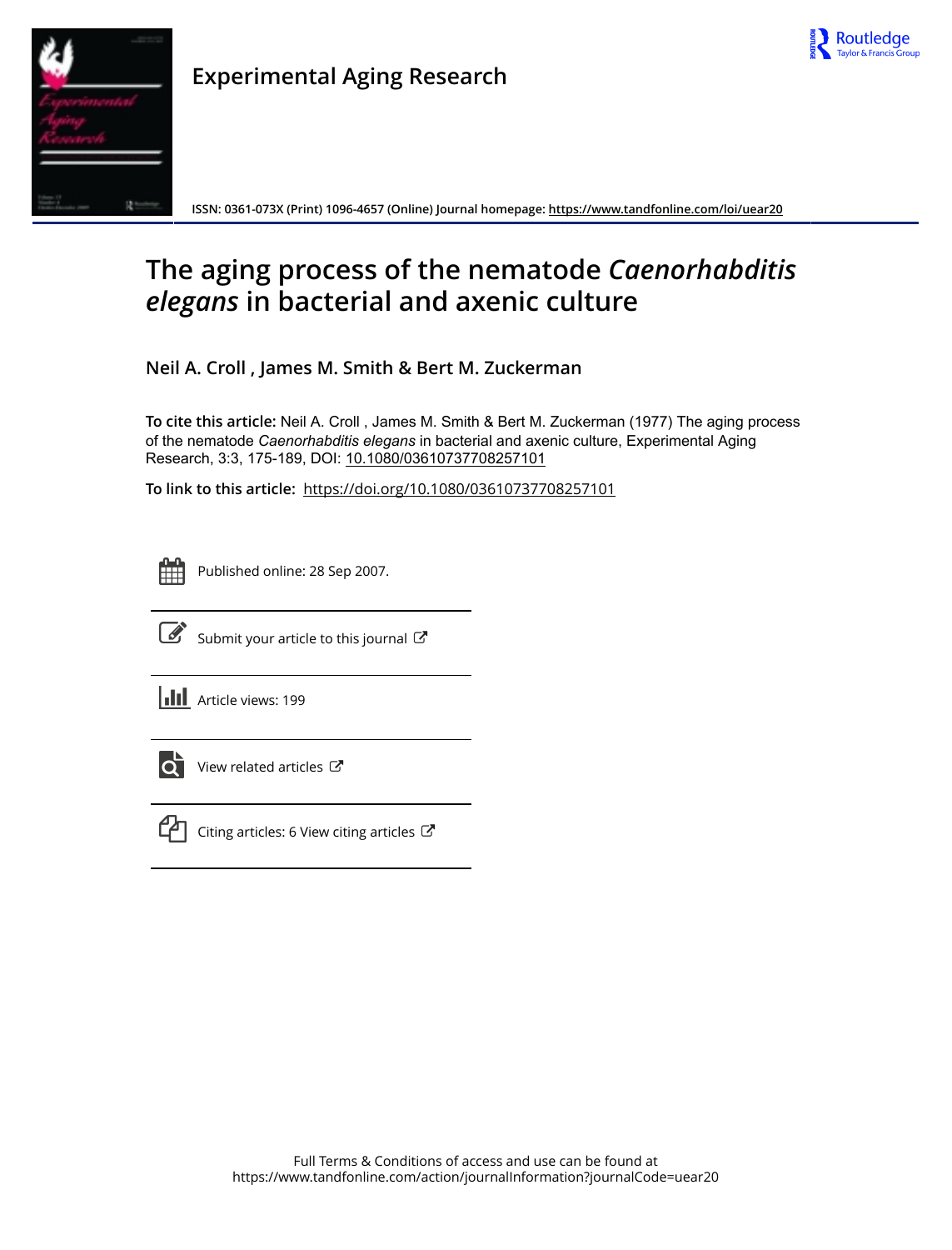# Experimental Aging Research

ISSN: 0361-073X (Print) 1096-4657 (Online) Journal homepage: https://www.tandfonline.com/loi/uear20

# The aging process of the nematode *Caenorhabditis elegans* in bacterial and axenic culture

**Neil A. Croll , James M. Smith & Bert M. Zuckerman**

**To cite this article:** Neil A. Croll , James M. Smith & Bert M. Zuckerman (1977) The aging process of the nematode *Caenorhabditis elegans* in bacterial and axenic culture, Experimental Aging Research, 3:3, 175-189, DOI: 10.1080/03610737708257101

**To link to this article:** https://doi.org/10.1080/03610737708257101

Published online: 28 Sep 2007.

Submit your article to this journal

Article views: 199

View related articles

Citing articles: 6 View citing articles

Full Terms & Conditions of access and use can be found at
https://www.tandfonline.com/action/journalInformation?journalCode=uear20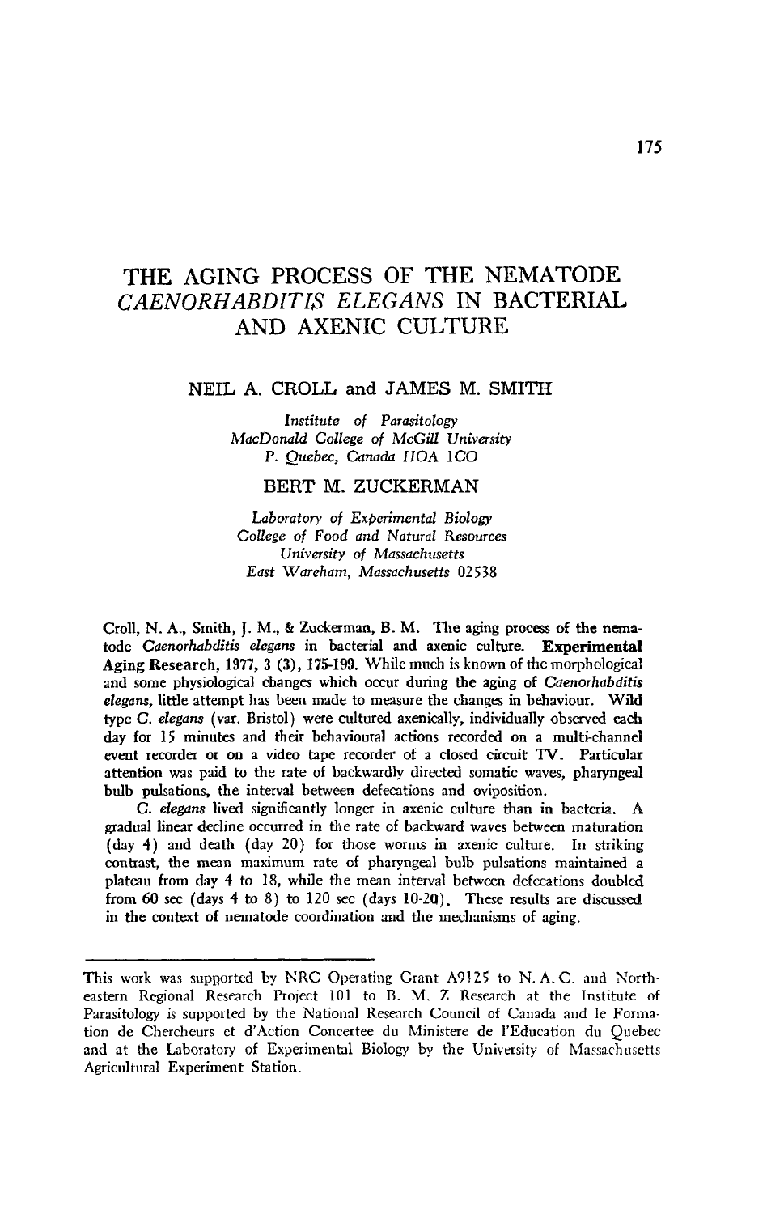# THE AGING PROCESS OF THE NEMATODE *CAENORHABDITIS ELEGANS* IN BACTERIAL AND AXENIC CULTURE

NEIL A. CROLL and JAMES M. SMITH

*Institute of Parasitology*
*MacDonald College of McGill University*
*P. Quebec, Canada HOA 1CO*

BERT M. ZUCKERMAN

*Laboratory of Experimental Biology*
*College of Food and Natural Resources*
*University of Massachusetts*
*East Wareham, Massachusetts 02538*

Croll, N. A., Smith, J. M., & Zuckerman, B. M. The aging process of the nematode *Caenorhabditis elegans* in bacterial and axenic culture. **Experimental Aging Research, 1977, 3 (3), 175-199.** While much is known of the morphological and some physiological changes which occur during the aging of *Caenorhabditis elegans*, little attempt has been made to measure the changes in behaviour. Wild type *C. elegans* (var. Bristol) were cultured axenically, individually observed each day for 15 minutes and their behavioural actions recorded on a multi-channel event recorder or on a video tape recorder of a closed circuit TV. Particular attention was paid to the rate of backwardly directed somatic waves, pharyngeal bulb pulsations, the interval between defecations and oviposition.

*C. elegans* lived significantly longer in axenic culture than in bacteria. A gradual linear decline occurred in the rate of backward waves between maturation (day 4) and death (day 20) for those worms in axenic culture. In striking contrast, the mean maximum rate of pharyngeal bulb pulsations maintained a plateau from day 4 to 18, while the mean interval between defecations doubled from 60 sec (days 4 to 8) to 120 sec (days 10-20). These results are discussed in the context of nematode coordination and the mechanisms of aging.

---

This work was supported by NRC Operating Grant A9125 to N. A. C. and Northeastern Regional Research Project 101 to B. M. Z Research at the Institute of Parasitology is supported by the National Research Council of Canada and le Formation de Chercheurs et d'Action Concertee du Ministere de l'Education du Quebec and at the Laboratory of Experimental Biology by the University of Massachusetts Agricultural Experiment Station.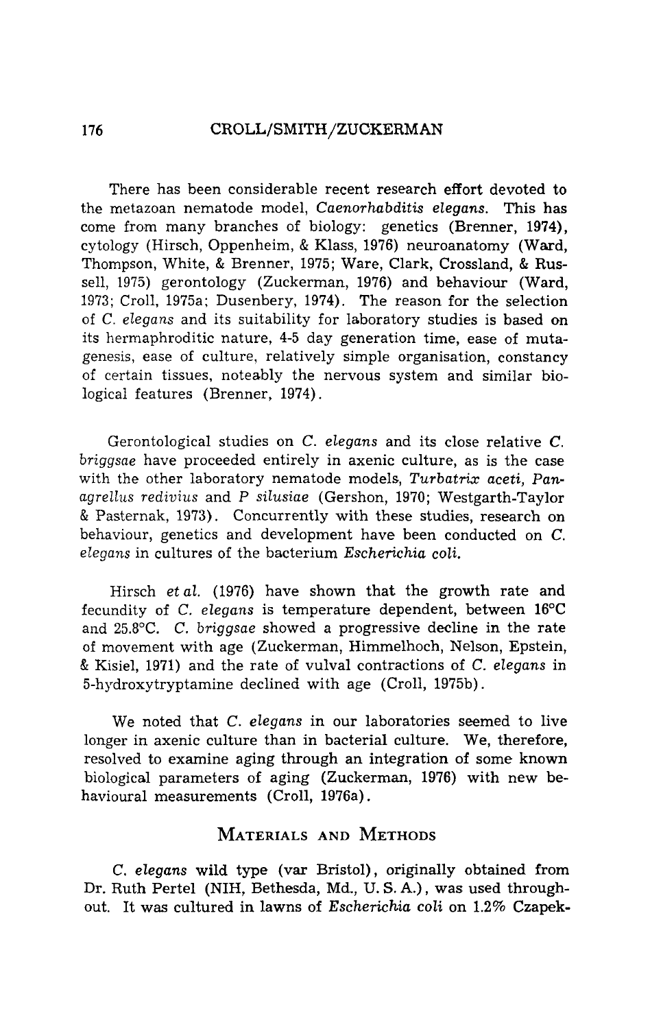There has been considerable recent research effort devoted to the metazoan nematode model, *Caenorhabditis elegans*. This has come from many branches of biology: genetics (Brenner, 1974), cytology (Hirsch, Oppenheim, & Klass, 1976) neuroanatomy (Ward, Thompson, White, & Brenner, 1975; Ware, Clark, Crossland, & Russell, 1975) gerontology (Zuckerman, 1976) and behaviour (Ward, 1973; Croll, 1975a; Dusenbery, 1974). The reason for the selection of *C. elegans* and its suitability for laboratory studies is based on its hermaphroditic nature, 4-5 day generation time, ease of mutagenesis, ease of culture, relatively simple organisation, constancy of certain tissues, noteably the nervous system and similar biological features (Brenner, 1974).

Gerontological studies on *C. elegans* and its close relative *C. briggsae* have proceeded entirely in axenic culture, as is the case with the other laboratory nematode models, *Turbatrix aceti*, *Panagrellus redivius* and *P silusiae* (Gershon, 1970; Westgarth-Taylor & Pasternak, 1973). Concurrently with these studies, research on behaviour, genetics and development have been conducted on *C. elegans* in cultures of the bacterium *Escherichia coli*.

Hirsch *et al.* (1976) have shown that the growth rate and fecundity of *C. elegans* is temperature dependent, between 16°C and 25.8°C. *C. briggsae* showed a progressive decline in the rate of movement with age (Zuckerman, Himmelhoch, Nelson, Epstein, & Kisiel, 1971) and the rate of vulval contractions of *C. elegans* in 5-hydroxytryptamine declined with age (Croll, 1975b).

We noted that *C. elegans* in our laboratories seemed to live longer in axenic culture than in bacterial culture. We, therefore, resolved to examine aging through an integration of some known biological parameters of aging (Zuckerman, 1976) with new behavioural measurements (Croll, 1976a).

## Materials and Methods

*C. elegans* wild type (var Bristol), originally obtained from Dr. Ruth Pertel (NIH, Bethesda, Md., U. S. A.), was used throughout. It was cultured in lawns of *Escherichia coli* on 1.2% Czapek-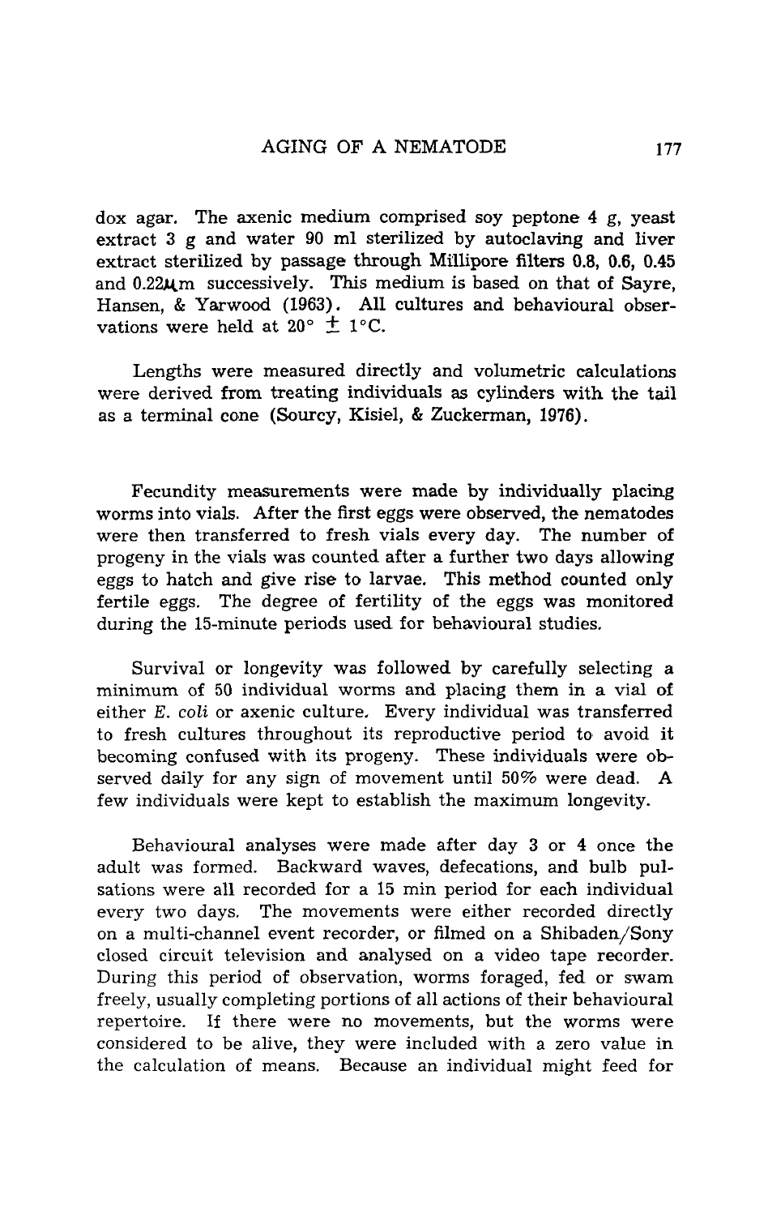dox agar. The axenic medium comprised soy peptone 4 g, yeast extract 3 g and water 90 ml sterilized by autoclaving and liver extract sterilized by passage through Millipore filters 0.8, 0.6, 0.45 and 0.22$\mu$m successively. This medium is based on that of Sayre, Hansen, & Yarwood (1963). All cultures and behavioural observations were held at 20° $\pm$ 1°C.

Lengths were measured directly and volumetric calculations were derived from treating individuals as cylinders with the tail as a terminal cone (Sourcy, Kisiel, & Zuckerman, 1976).

Fecundity measurements were made by individually placing worms into vials. After the first eggs were observed, the nematodes were then transferred to fresh vials every day. The number of progeny in the vials was counted after a further two days allowing eggs to hatch and give rise to larvae. This method counted only fertile eggs. The degree of fertility of the eggs was monitored during the 15-minute periods used for behavioural studies.

Survival or longevity was followed by carefully selecting a minimum of 50 individual worms and placing them in a vial of either *E. coli* or axenic culture. Every individual was transferred to fresh cultures throughout its reproductive period to avoid it becoming confused with its progeny. These individuals were observed daily for any sign of movement until 50% were dead. A few individuals were kept to establish the maximum longevity.

Behavioural analyses were made after day 3 or 4 once the adult was formed. Backward waves, defecations, and bulb pulsations were all recorded for a 15 min period for each individual every two days. The movements were either recorded directly on a multi-channel event recorder, or filmed on a Shibaden/Sony closed circuit television and analysed on a video tape recorder. During this period of observation, worms foraged, fed or swam freely, usually completing portions of all actions of their behavioural repertoire. If there were no movements, but the worms were considered to be alive, they were included with a zero value in the calculation of means. Because an individual might feed for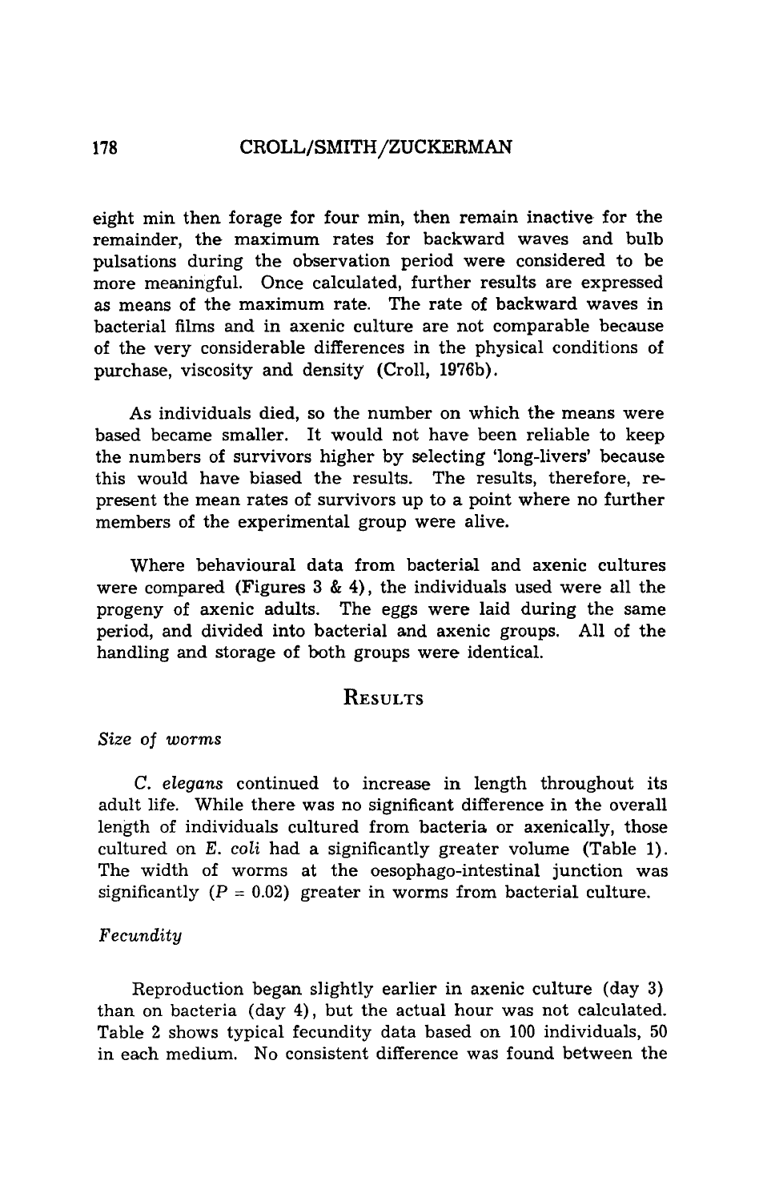eight min then forage for four min, then remain inactive for the remainder, the maximum rates for backward waves and bulb pulsations during the observation period were considered to be more meaningful. Once calculated, further results are expressed as means of the maximum rate. The rate of backward waves in bacterial films and in axenic culture are not comparable because of the very considerable differences in the physical conditions of purchase, viscosity and density (Croll, 1976b).

As individuals died, so the number on which the means were based became smaller. It would not have been reliable to keep the numbers of survivors higher by selecting 'long-livers' because this would have biased the results. The results, therefore, represent the mean rates of survivors up to a point where no further members of the experimental group were alive.

Where behavioural data from bacterial and axenic cultures were compared (Figures 3 & 4), the individuals used were all the progeny of axenic adults. The eggs were laid during the same period, and divided into bacterial and axenic groups. All of the handling and storage of both groups were identical.

## Results

### *Size of worms*

*C. elegans* continued to increase in length throughout its adult life. While there was no significant difference in the overall length of individuals cultured from bacteria or axenically, those cultured on *E. coli* had a significantly greater volume (Table 1). The width of worms at the oesophago-intestinal junction was significantly ($P = 0.02$) greater in worms from bacterial culture.

### *Fecundity*

Reproduction began slightly earlier in axenic culture (day 3) than on bacteria (day 4), but the actual hour was not calculated. Table 2 shows typical fecundity data based on 100 individuals, 50 in each medium. No consistent difference was found between the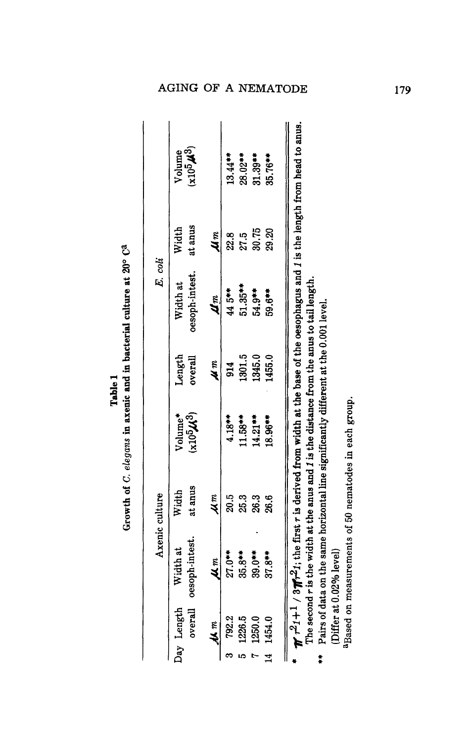**Table 1**

**Growth of *C. elegans* in axenic and in bacterial culture at 20° C[a]**

| Day | Axenic culture | | | | *E. coli* | | | |
|---|---|---|---|---|---|---|---|---|
| | Length overall | Width at oesoph-intest. | Width at anus | Volume* ($\times 10^5 \mu^3$) | Length overall | Width at oesoph-intest. | Width at anus | Volume ($\times 10^5 \mu^3$) |
| | $\mu m$ | $\mu m$ | $\mu m$ | | $\mu m$ | $\mu m$ | $\mu m$ | |
| 3 | 792.2 | 27.0** | 20.5 | 4.18** | 914 | 44 5** | 22.8 | 13.44** |
| 5 | 1226.5 | 35.8** | 25.3 | 11.58** | 1301.5 | 51.35** | 27.5 | 28.02** |
| 7 | 1250.0 | 39.0** | 26.3 | 14.21** | 1345.0 | 54.9** | 30.75 | 31.39** |
| 14 | 1454.0 | 37.8** | 26.6 | 18.96** | 1455.0 | 59.6** | 29.20 | 35.76** |

\* $\pi r^2 l + l / 3\pi r^2 l$; the first $r$ is derived from width at the base of the oesophagus and $l$ is the length from head to anus. The second $r$ is the width at the anus and $l$ is the distance from the anus to tail length.

\*\* Pairs of data on the same horizontal line significantly different at the 0.001 level. (Differ at 0.02% level)

[a]Based on measurements of 50 nematodes in each group.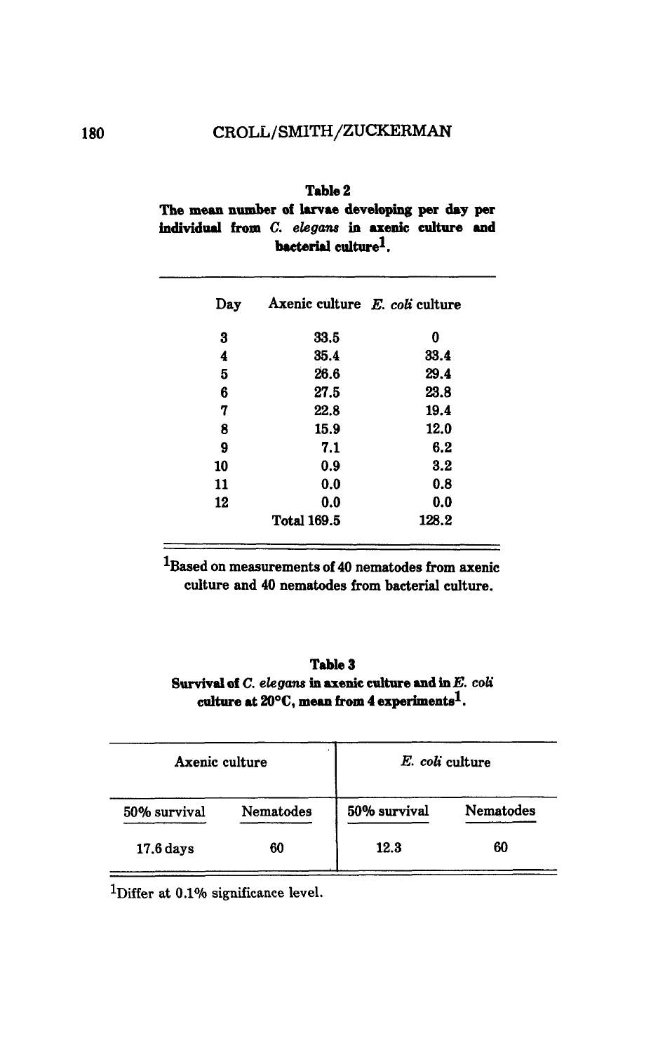**Table 2**
**The mean number of larvae developing per day per individual from *C. elegans* in axenic culture and bacterial culture[1].**

| Day | Axenic culture | *E. coli* culture |
|---|---|---|
| 3 | 33.5 | 0 |
| 4 | 35.4 | 33.4 |
| 5 | 26.6 | 29.4 |
| 6 | 27.5 | 23.8 |
| 7 | 22.8 | 19.4 |
| 8 | 15.9 | 12.0 |
| 9 | 7.1 | 6.2 |
| 10 | 0.9 | 3.2 |
| 11 | 0.0 | 0.8 |
| 12 | 0.0 | 0.0 |
| | Total 169.5 | 128.2 |

[1]Based on measurements of 40 nematodes from axenic culture and 40 nematodes from bacterial culture.

**Table 3**
**Survival of *C. elegans* in axenic culture and in *E. coli* culture at 20°C, mean from 4 experiments[1].**

| Axenic culture | | *E. coli* culture | |
|---|---|---|---|
| 50% survival | Nematodes | 50% survival | Nematodes |
| 17.6 days | 60 | 12.3 | 60 |

[1]Differ at 0.1% significance level.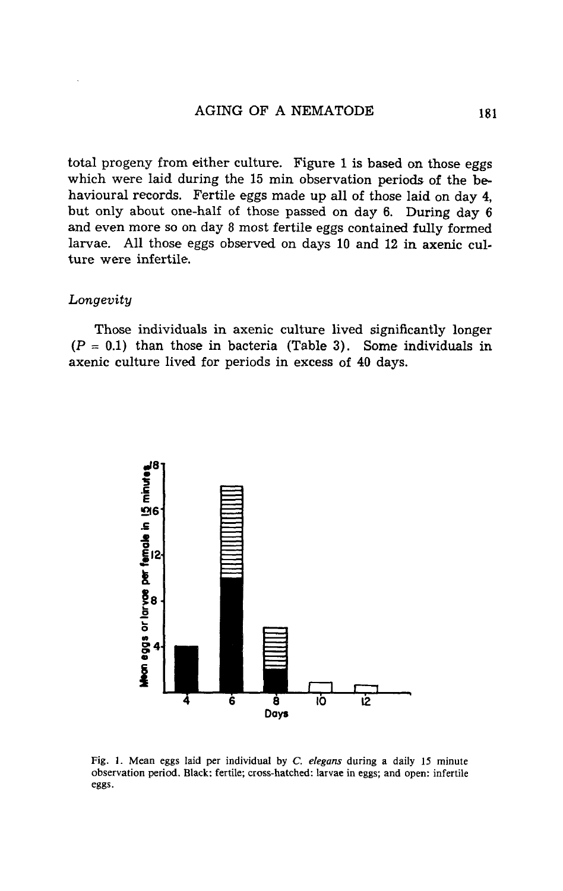total progeny from either culture. Figure 1 is based on those eggs which were laid during the 15 min observation periods of the behavioural records. Fertile eggs made up all of those laid on day 4, but only about one-half of those passed on day 6. During day 6 and even more so on day 8 most fertile eggs contained fully formed larvae. All those eggs observed on days 10 and 12 in axenic culture were infertile.

### *Longevity*

Those individuals in axenic culture lived significantly longer ($P = 0.1$) than those in bacteria (Table 3). Some individuals in axenic culture lived for periods in excess of 40 days.

Fig. 1. Mean eggs laid per individual by *C. elegans* during a daily 15 minute observation period. Black: fertile; cross-hatched: larvae in eggs; and open: infertile eggs.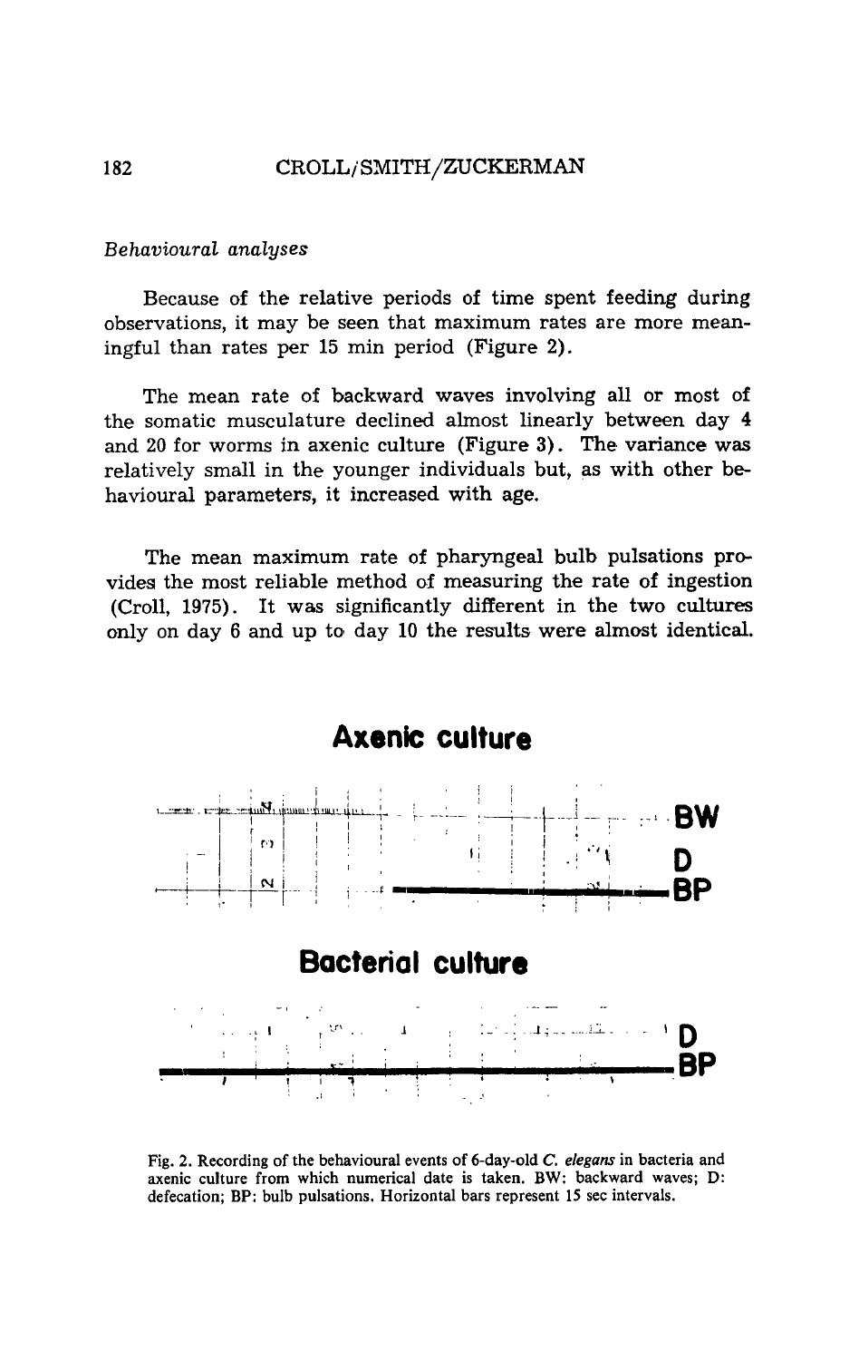*Behavioural analyses*

Because of the relative periods of time spent feeding during observations, it may be seen that maximum rates are more meaningful than rates per 15 min period (Figure 2).

The mean rate of backward waves involving all or most of the somatic musculature declined almost linearly between day 4 and 20 for worms in axenic culture (Figure 3). The variance was relatively small in the younger individuals but, as with other behavioural parameters, it increased with age.

The mean maximum rate of pharyngeal bulb pulsations provides the most reliable method of measuring the rate of ingestion (Croll, 1975). It was significantly different in the two cultures only on day 6 and up to day 10 the results were almost identical.

**Axenic culture**

BW

D

BP

**Bacterial culture**

D

BP

Fig. 2. Recording of the behavioural events of 6-day-old *C. elegans* in bacteria and axenic culture from which numerical date is taken. BW: backward waves; D: defecation; BP: bulb pulsations. Horizontal bars represent 15 sec intervals.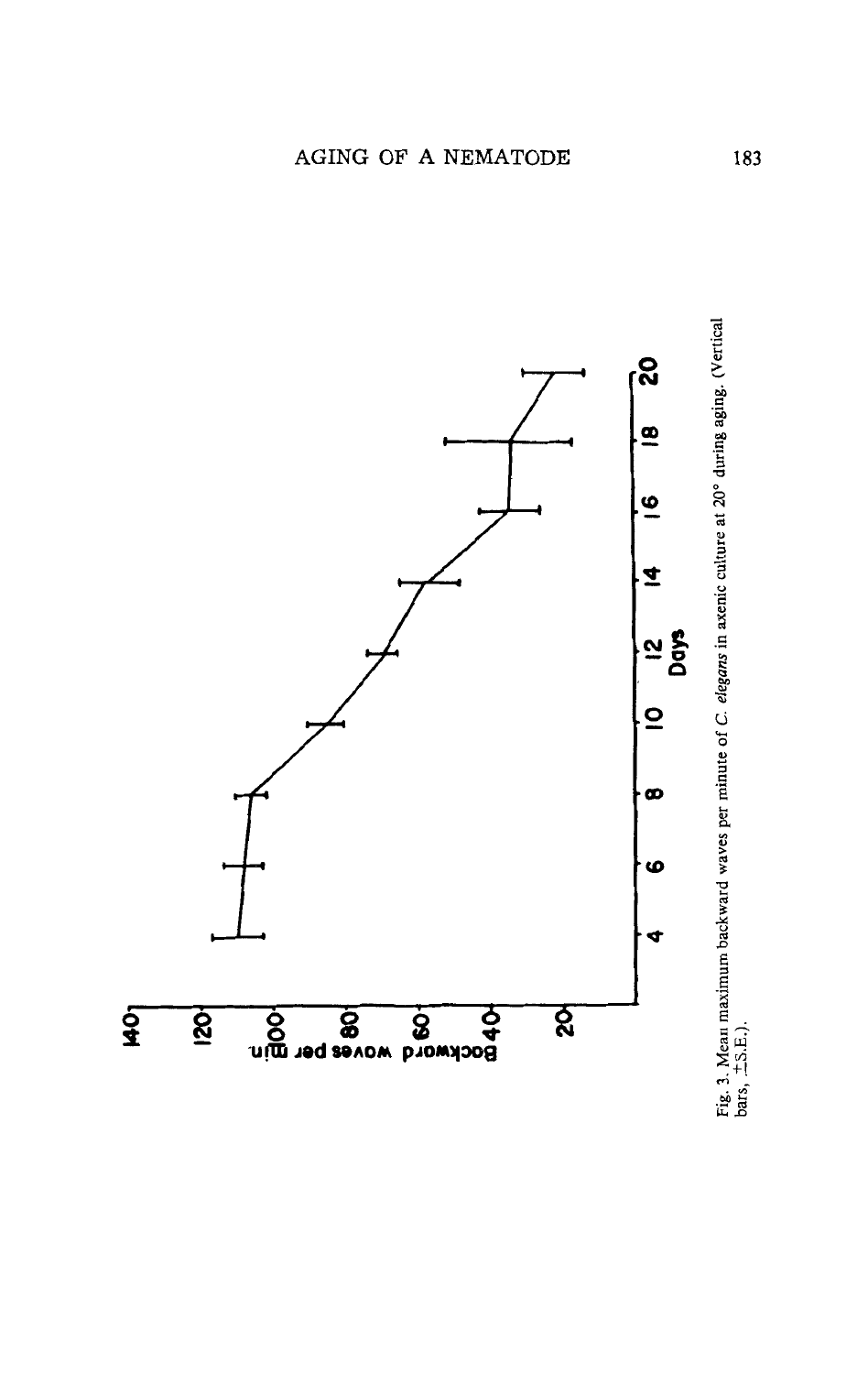Fig. 3. Mean maximum backward waves per minute of *C. elegans* in axenic culture at 20° during aging. (Vertical bars, ±S.E.).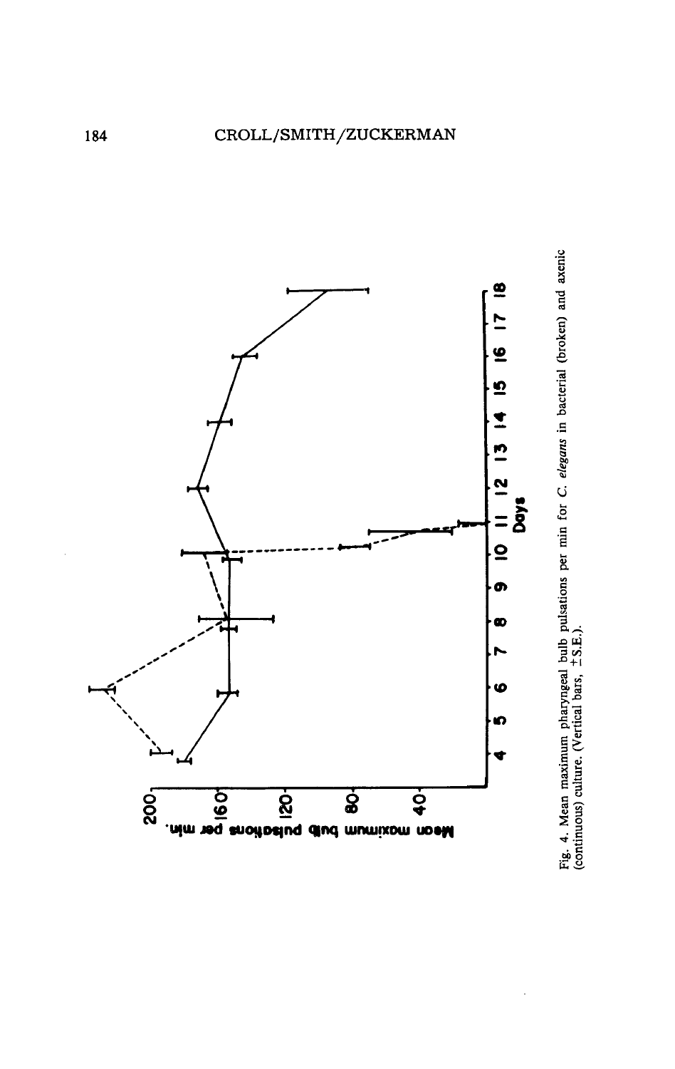Fig. 4. Mean maximum pharyngeal bulb pulsations per min for *C. elegans* in bacterial (broken) and axenic (continuous) culture. (Vertical bars, ±S.E.).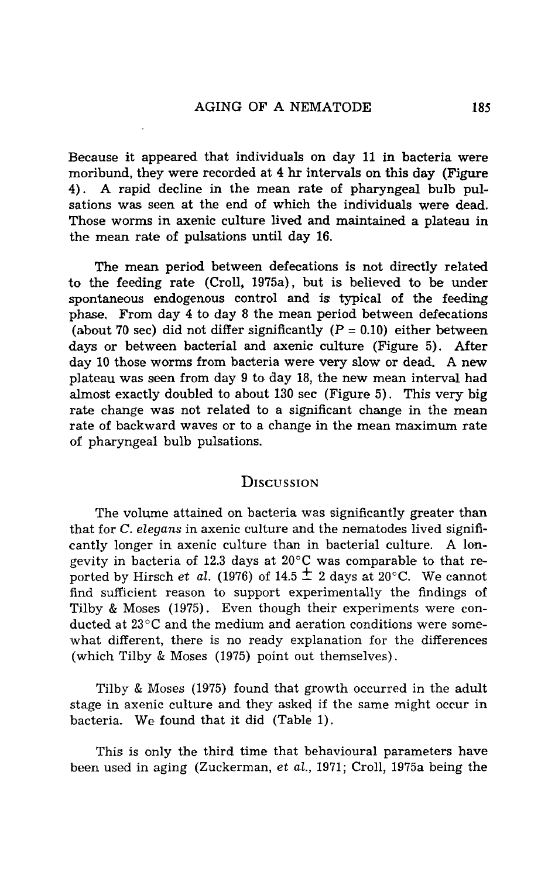Because it appeared that individuals on day 11 in bacteria were moribund, they were recorded at 4 hr intervals on this day (Figure 4). A rapid decline in the mean rate of pharyngeal bulb pulsations was seen at the end of which the individuals were dead. Those worms in axenic culture lived and maintained a plateau in the mean rate of pulsations until day 16.

The mean period between defecations is not directly related to the feeding rate (Croll, 1975a), but is believed to be under spontaneous endogenous control and is typical of the feeding phase. From day 4 to day 8 the mean period between defecations (about 70 sec) did not differ significantly ($P = 0.10$) either between days or between bacterial and axenic culture (Figure 5). After day 10 those worms from bacteria were very slow or dead. A new plateau was seen from day 9 to day 18, the new mean interval had almost exactly doubled to about 130 sec (Figure 5). This very big rate change was not related to a significant change in the mean rate of backward waves or to a change in the mean maximum rate of pharyngeal bulb pulsations.

## Discussion

The volume attained on bacteria was significantly greater than that for *C. elegans* in axenic culture and the nematodes lived significantly longer in axenic culture than in bacterial culture. A longevity in bacteria of 12.3 days at 20°C was comparable to that reported by Hirsch *et al.* (1976) of 14.5 $\pm$ 2 days at 20°C. We cannot find sufficient reason to support experimentally the findings of Tilby & Moses (1975). Even though their experiments were conducted at 23°C and the medium and aeration conditions were somewhat different, there is no ready explanation for the differences (which Tilby & Moses (1975) point out themselves).

Tilby & Moses (1975) found that growth occurred in the adult stage in axenic culture and they asked if the same might occur in bacteria. We found that it did (Table 1).

This is only the third time that behavioural parameters have been used in aging (Zuckerman, *et al.*, 1971; Croll, 1975a being the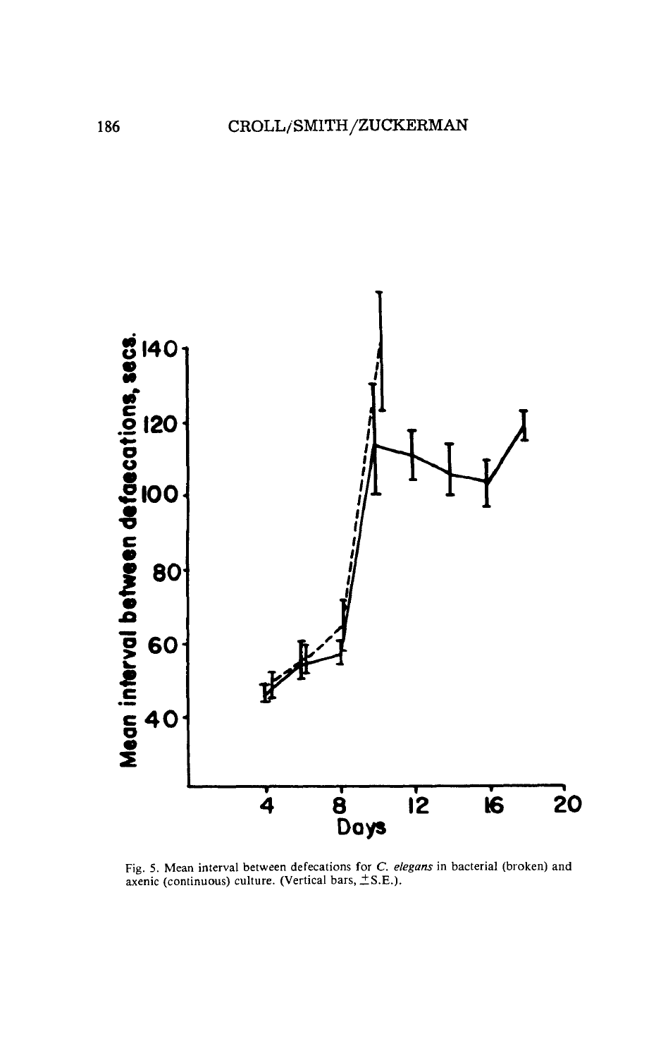Fig. 5. Mean interval between defecations for *C. elegans* in bacterial (broken) and axenic (continuous) culture. (Vertical bars, ±S.E.).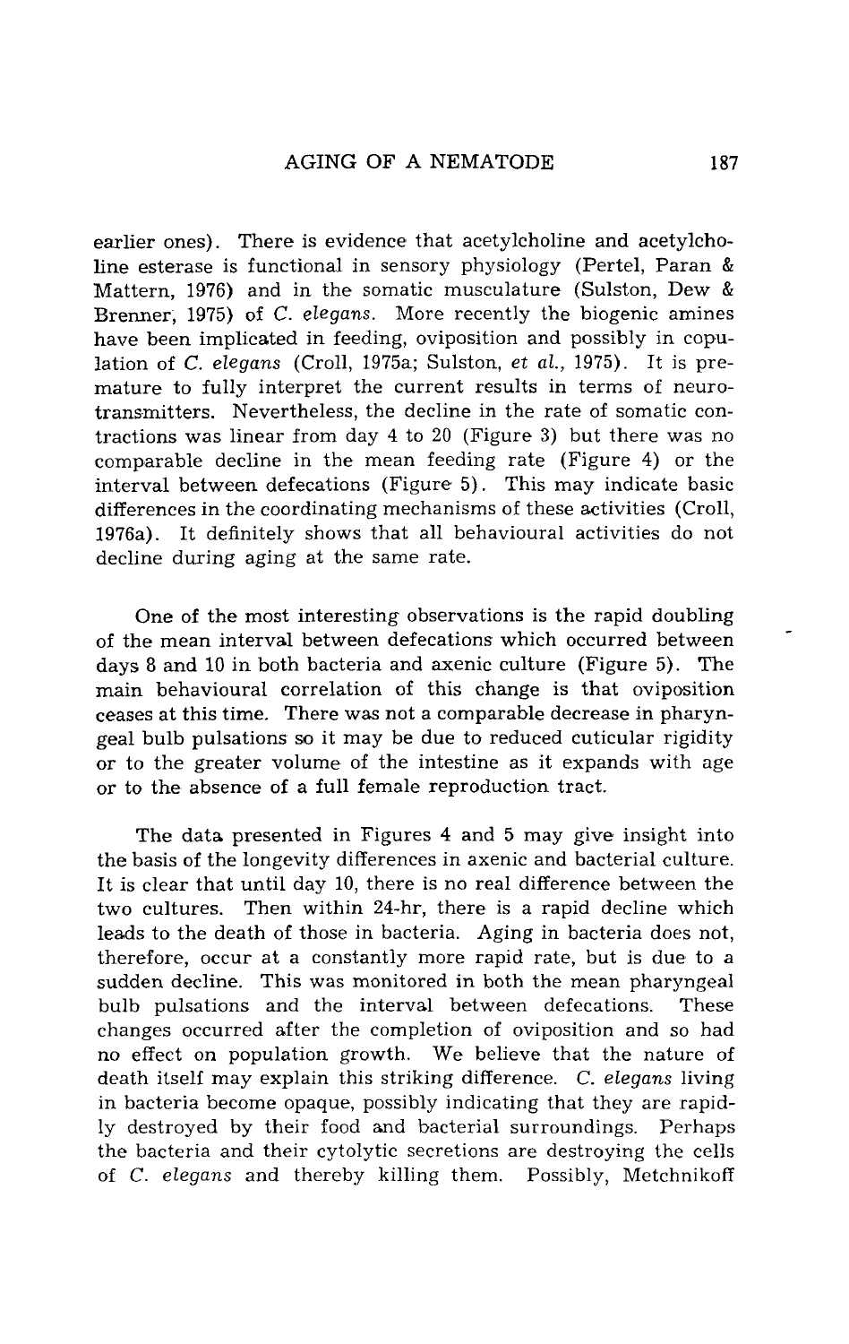earlier ones). There is evidence that acetylcholine and acetylcholine esterase is functional in sensory physiology (Pertel, Paran & Mattern, 1976) and in the somatic musculature (Sulston, Dew & Brenner, 1975) of *C. elegans*. More recently the biogenic amines have been implicated in feeding, oviposition and possibly in copulation of *C. elegans* (Croll, 1975a; Sulston, *et al.*, 1975). It is premature to fully interpret the current results in terms of neurotransmitters. Nevertheless, the decline in the rate of somatic contractions was linear from day 4 to 20 (Figure 3) but there was no comparable decline in the mean feeding rate (Figure 4) or the interval between defecations (Figure 5). This may indicate basic differences in the coordinating mechanisms of these activities (Croll, 1976a). It definitely shows that all behavioural activities do not decline during aging at the same rate.

One of the most interesting observations is the rapid doubling of the mean interval between defecations which occurred between days 8 and 10 in both bacteria and axenic culture (Figure 5). The main behavioural correlation of this change is that oviposition ceases at this time. There was not a comparable decrease in pharyngeal bulb pulsations so it may be due to reduced cuticular rigidity or to the greater volume of the intestine as it expands with age or to the absence of a full female reproduction tract.

The data presented in Figures 4 and 5 may give insight into the basis of the longevity differences in axenic and bacterial culture. It is clear that until day 10, there is no real difference between the two cultures. Then within 24-hr, there is a rapid decline which leads to the death of those in bacteria. Aging in bacteria does not, therefore, occur at a constantly more rapid rate, but is due to a sudden decline. This was monitored in both the mean pharyngeal bulb pulsations and the interval between defecations. These changes occurred after the completion of oviposition and so had no effect on population growth. We believe that the nature of death itself may explain this striking difference. *C. elegans* living in bacteria become opaque, possibly indicating that they are rapidly destroyed by their food and bacterial surroundings. Perhaps the bacteria and their cytolytic secretions are destroying the cells of *C. elegans* and thereby killing them. Possibly, Metchnikoff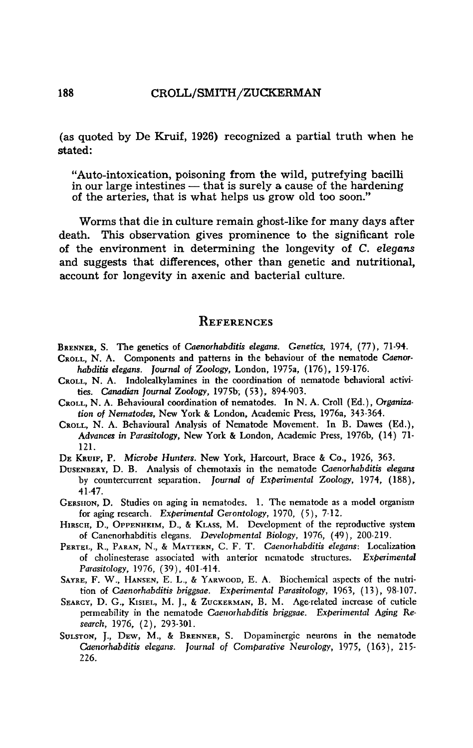(as quoted by De Kruif, 1926) recognized a partial truth when he stated:

> "Auto-intoxication, poisoning from the wild, putrefying bacilli in our large intestines — that is surely a cause of the hardening of the arteries, that is what helps us grow old too soon."

Worms that die in culture remain ghost-like for many days after death. This observation gives prominence to the significant role of the environment in determining the longevity of *C. elegans* and suggests that differences, other than genetic and nutritional, account for longevity in axenic and bacterial culture.

## References

Brenner, S. The genetics of *Caenorhabditis elegans*. *Genetics*, 1974, (77), 71-94.

Croll, N. A. Components and patterns in the behaviour of the nematode *Caenorhabditis elegans*. *Journal of Zoology*, London, 1975a, (176), 159-176.

Croll, N. A. Indolealkylamines in the coordination of nematode behavioral activities. *Canadian Journal Zoology*, 1975b, (53), 894-903.

Croll, N. A. Behavioural coordination of nematodes. In N. A. Croll (Ed.), *Organization of Nematodes*, New York & London, Academic Press, 1976a, 343-364.

Croll, N. A. Behavioural Analysis of Nematode Movement. In B. Dawes (Ed.), *Advances in Parasitology*, New York & London, Academic Press, 1976b, (14) 71-121.

De Kruif, P. *Microbe Hunters*. New York, Harcourt, Brace & Co., 1926, 363.

Dusenbery, D. B. Analysis of chemotaxis in the nematode *Caenorhabditis elegans* by countercurrent separation. *Journal of Experimental Zoology*, 1974, (188), 41-47.

Gershon, D. Studies on aging in nematodes. 1. The nematode as a model organism for aging research. *Experimental Gerontology*, 1970, (5), 7-12.

Hirsch, D., Oppenheim, D., & Klass, M. Development of the reproductive system of Canenorhabditis elegans. *Developmental Biology*, 1976, (49), 200-219.

Pertel, R., Paran, N., & Mattern, C. F. T. *Caenorhabditis elegans*: Localization of cholinesterase associated with anterior nematode structures. *Experimental Parasitology*, 1976, (39), 401-414.

Sayre, F. W., Hansen, E. L., & Yarwood, E. A. Biochemical aspects of the nutrition of *Caenorhabditis briggsae*. *Experimental Parasitology*, 1963, (13), 98-107.

Searcy, D. G., Kisiel, M. J., & Zuckerman, B. M. Age-related increase of cuticle permeability in the nematode *Caenorhabditis briggsae*. *Experimental Aging Research*, 1976, (2), 293-301.

Sulston, J., Dew, M., & Brenner, S. Dopaminergic neurons in the nematode *Caenorhabditis elegans*. *Journal of Comparative Neurology*, 1975, (163), 215-226.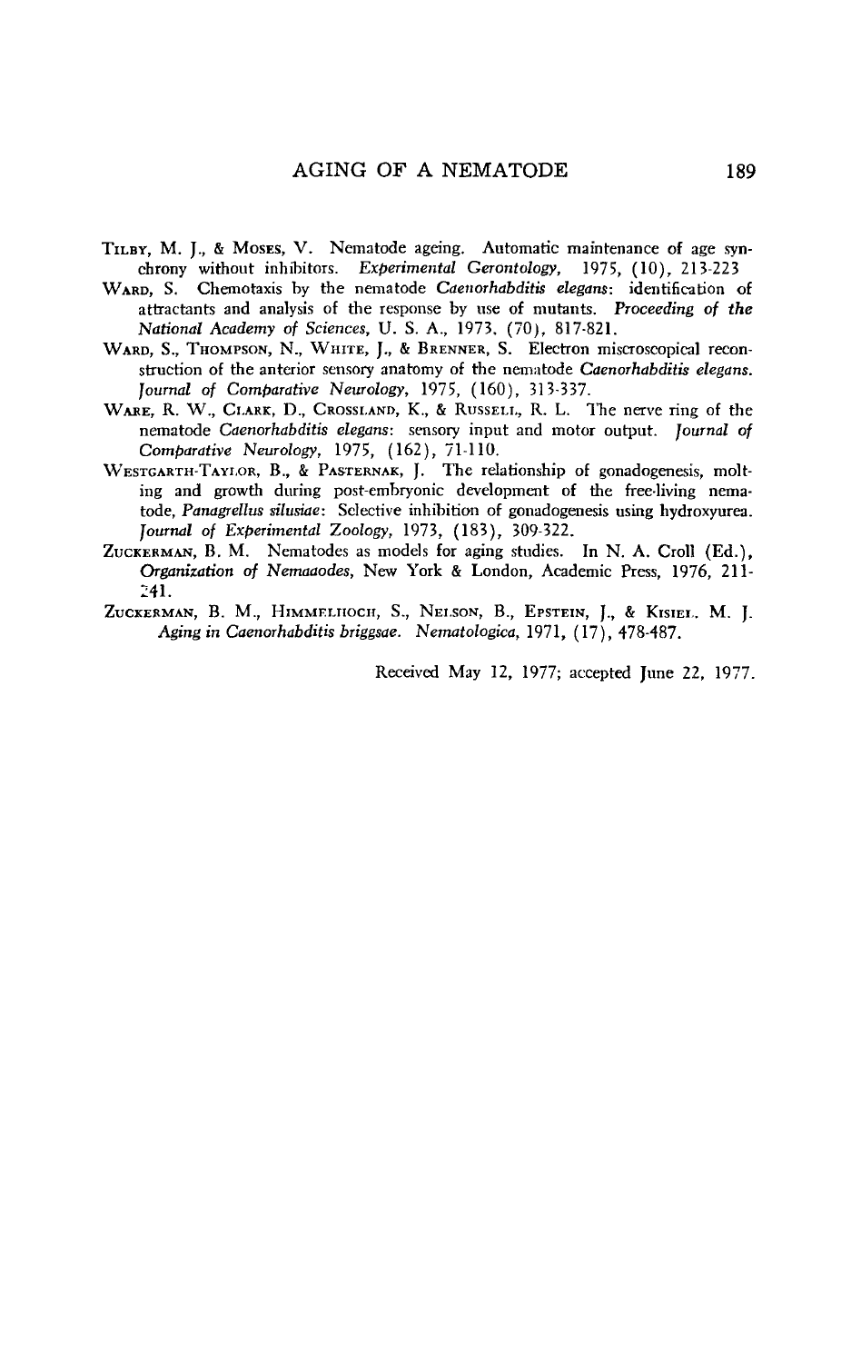TILBY, M. J., & MOSES, V. Nematode ageing. Automatic maintenance of age synchrony without inhibitors. *Experimental Gerontology*, 1975, (10), 213-223

WARD, S. Chemotaxis by the nematode *Caenorhabditis elegans*: identification of attractants and analysis of the response by use of mutants. *Proceeding of the National Academy of Sciences*, U. S. A., 1973, (70), 817-821.

WARD, S., THOMPSON, N., WHITE, J., & BRENNER, S. Electron miscroscopical reconstruction of the anterior sensory anatomy of the nematode *Caenorhabditis elegans*. *Journal of Comparative Neurology*, 1975, (160), 313-337.

WARE, R. W., CLARK, D., CROSSLAND, K., & RUSSELL, R. L. The nerve ring of the nematode *Caenorhabditis elegans*: sensory input and motor output. *Journal of Comparative Neurology*, 1975, (162), 71-110.

WESTGARTH-TAYLOR, B., & PASTERNAK, J. The relationship of gonadogenesis, molting and growth during post-embryonic development of the free-living nematode, *Panagrellus silusiae*: Selective inhibition of gonadogenesis using hydroxyurea. *Journal of Experimental Zoology*, 1973, (183), 309-322.

ZUCKERMAN, B. M. Nematodes as models for aging studies. In N. A. Croll (Ed.), *Organization of Nemaaodes*, New York & London, Academic Press, 1976, 211-241.

ZUCKERMAN, B. M., HIMMELHOCH, S., NELSON, B., EPSTEIN, J., & KISIEL, M. J. *Aging in Caenorhabditis briggsae*. *Nematologica*, 1971, (17), 478-487.

Received May 12, 1977; accepted June 22, 1977.